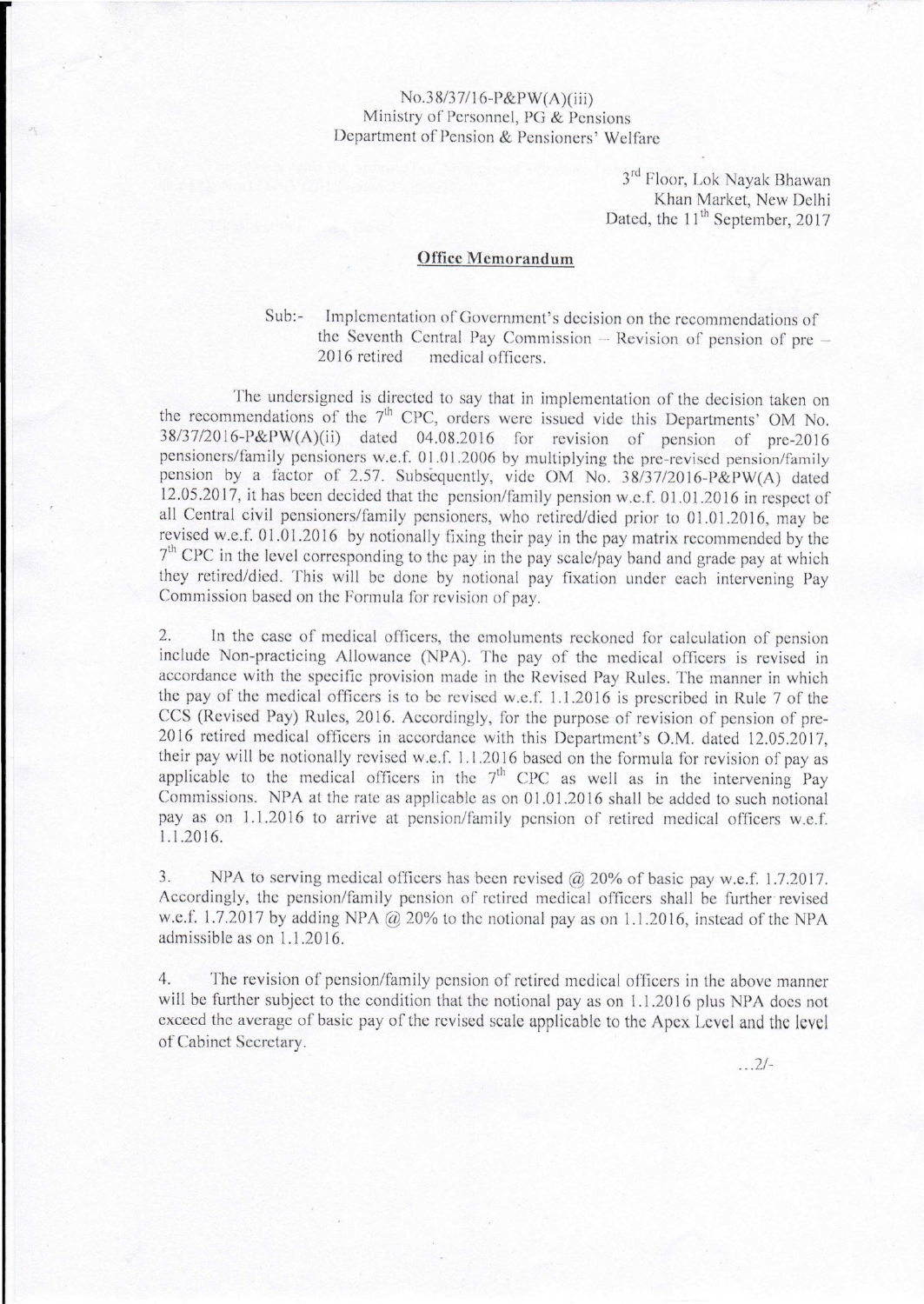No.38/37/16-P&PW(A)(iii)
Ministry of Personnel, PG & Pensions
Department of Pension & Pensioners' Welfare

3rd Floor, Lok Nayak Bhawan
Khan Market, New Delhi
Dated, the 11th September, 2017

## Office Memorandum

Sub:- Implementation of Government's decision on the recommendations of the Seventh Central Pay Commission – Revision of pension of pre – 2016 retired medical officers.

The undersigned is directed to say that in implementation of the decision taken on the recommendations of the 7th CPC, orders were issued vide this Departments' OM No. 38/37/2016-P&PW(A)(ii) dated 04.08.2016 for revision of pension of pre-2016 pensioners/family pensioners w.e.f. 01.01.2006 by multiplying the pre-revised pension/family pension by a factor of 2.57. Subsequently, vide OM No. 38/37/2016-P&PW(A) dated 12.05.2017, it has been decided that the pension/family pension w.e.f. 01.01.2016 in respect of all Central civil pensioners/family pensioners, who retired/died prior to 01.01.2016, may be revised w.e.f. 01.01.2016 by notionally fixing their pay in the pay matrix recommended by the 7th CPC in the level corresponding to the pay in the pay scale/pay band and grade pay at which they retired/died. This will be done by notional pay fixation under each intervening Pay Commission based on the Formula for revision of pay.

2. In the case of medical officers, the emoluments reckoned for calculation of pension include Non-practicing Allowance (NPA). The pay of the medical officers is revised in accordance with the specific provision made in the Revised Pay Rules. The manner in which the pay of the medical officers is to be revised w.e.f. 1.1.2016 is prescribed in Rule 7 of the CCS (Revised Pay) Rules, 2016. Accordingly, for the purpose of revision of pension of pre-2016 retired medical officers in accordance with this Department's O.M. dated 12.05.2017, their pay will be notionally revised w.e.f. 1.1.2016 based on the formula for revision of pay as applicable to the medical officers in the 7th CPC as well as in the intervening Pay Commissions. NPA at the rate as applicable as on 01.01.2016 shall be added to such notional pay as on 1.1.2016 to arrive at pension/family pension of retired medical officers w.e.f. 1.1.2016.

3. NPA to serving medical officers has been revised @ 20% of basic pay w.e.f. 1.7.2017. Accordingly, the pension/family pension of retired medical officers shall be further revised w.e.f. 1.7.2017 by adding NPA @ 20% to the notional pay as on 1.1.2016, instead of the NPA admissible as on 1.1.2016.

4. The revision of pension/family pension of retired medical officers in the above manner will be further subject to the condition that the notional pay as on 1.1.2016 plus NPA does not exceed the average of basic pay of the revised scale applicable to the Apex Level and the level of Cabinet Secretary.

...2/-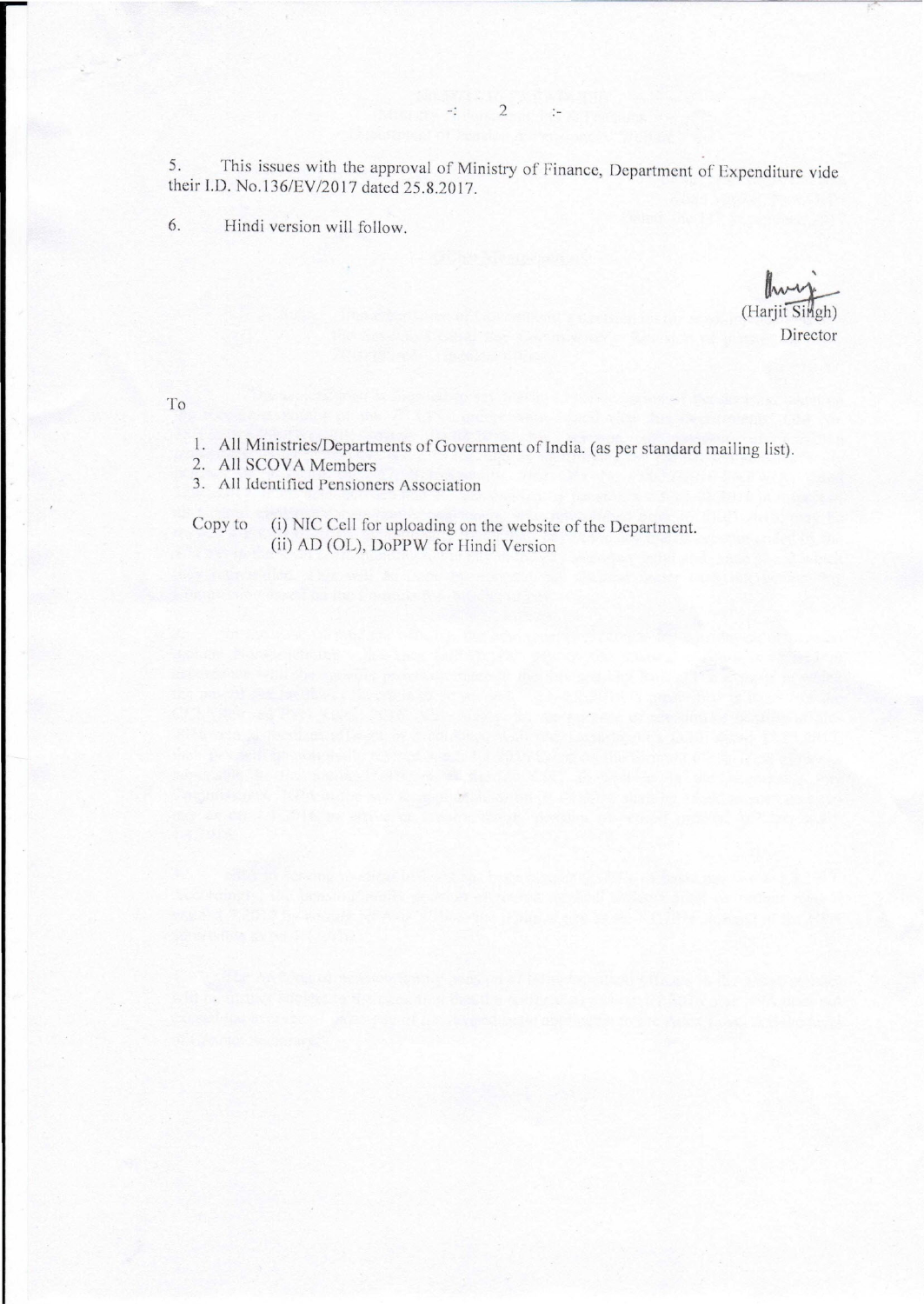5. This issues with the approval of Ministry of Finance, Department of Expenditure vide their I.D. No.136/EV/2017 dated 25.8.2017.

6. Hindi version will follow.

(Harjit Singh)
Director

To

1. All Ministries/Departments of Government of India. (as per standard mailing list).
2. All SCOVA Members
3. All Identified Pensioners Association

Copy to (i) NIC Cell for uploading on the website of the Department.
(ii) AD (OL), DoPPW for Hindi Version